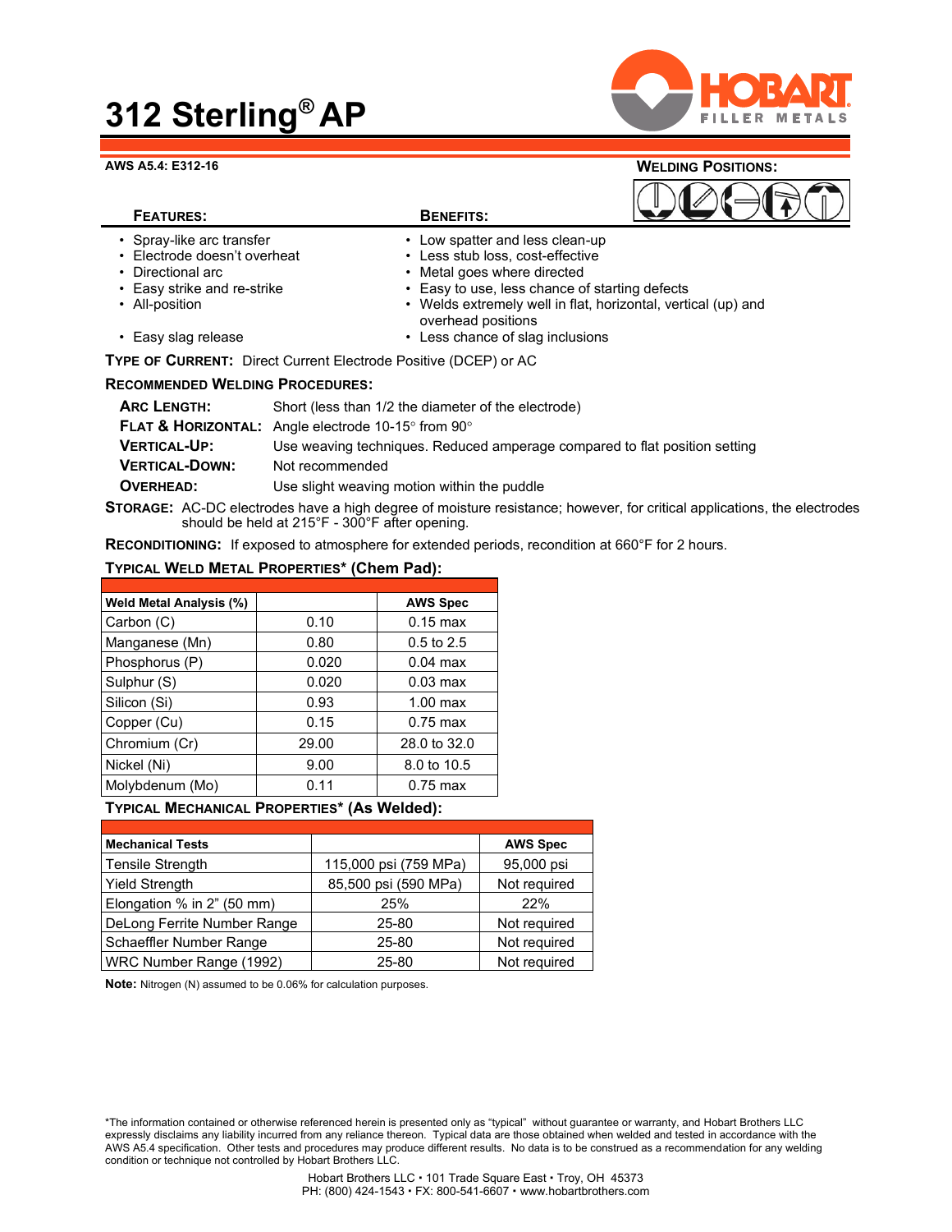# 312 Sterling® AP

**AWS A5.4: E312-16**

**WELDING POSITIONS:**

| **FEATURES:** | **BENEFITS:** |
|---|---|
| • Spray-like arc transfer | • Low spatter and less clean-up |
| • Electrode doesn't overheat | • Less stub loss, cost-effective |
| • Directional arc | • Metal goes where directed |
| • Easy strike and re-strike | • Easy to use, less chance of starting defects |
| • All-position | • Welds extremely well in flat, horizontal, vertical (up) and overhead positions |
| • Easy slag release | • Less chance of slag inclusions |

**TYPE OF CURRENT:** Direct Current Electrode Positive (DCEP) or AC

**RECOMMENDED WELDING PROCEDURES:**

**ARC LENGTH:** Short (less than 1/2 the diameter of the electrode)

**FLAT & HORIZONTAL:** Angle electrode 10-15° from 90°

**VERTICAL-UP:** Use weaving techniques. Reduced amperage compared to flat position setting

**VERTICAL-DOWN:** Not recommended

**OVERHEAD:** Use slight weaving motion within the puddle

**STORAGE:** AC-DC electrodes have a high degree of moisture resistance; however, for critical applications, the electrodes should be held at 215°F - 300°F after opening.

**RECONDITIONING:** If exposed to atmosphere for extended periods, recondition at 660°F for 2 hours.

**TYPICAL WELD METAL PROPERTIES\* (Chem Pad):**

| Weld Metal Analysis (%) | | AWS Spec |
|---|---|---|
| Carbon (C) | 0.10 | 0.15 max |
| Manganese (Mn) | 0.80 | 0.5 to 2.5 |
| Phosphorus (P) | 0.020 | 0.04 max |
| Sulphur (S) | 0.020 | 0.03 max |
| Silicon (Si) | 0.93 | 1.00 max |
| Copper (Cu) | 0.15 | 0.75 max |
| Chromium (Cr) | 29.00 | 28.0 to 32.0 |
| Nickel (Ni) | 9.00 | 8.0 to 10.5 |
| Molybdenum (Mo) | 0.11 | 0.75 max |

**TYPICAL MECHANICAL PROPERTIES\* (As Welded):**

| Mechanical Tests | | AWS Spec |
|---|---|---|
| Tensile Strength | 115,000 psi (759 MPa) | 95,000 psi |
| Yield Strength | 85,500 psi (590 MPa) | Not required |
| Elongation % in 2" (50 mm) | 25% | 22% |
| DeLong Ferrite Number Range | 25-80 | Not required |
| Schaeffler Number Range | 25-80 | Not required |
| WRC Number Range (1992) | 25-80 | Not required |

**Note:** Nitrogen (N) assumed to be 0.06% for calculation purposes.

\*The information contained or otherwise referenced herein is presented only as "typical" without guarantee or warranty, and Hobart Brothers LLC expressly disclaims any liability incurred from any reliance thereon. Typical data are those obtained when welded and tested in accordance with the AWS A5.4 specification. Other tests and procedures may produce different results. No data is to be construed as a recommendation for any welding condition or technique not controlled by Hobart Brothers LLC.

Hobart Brothers LLC • 101 Trade Square East • Troy, OH 45373
PH: (800) 424-1543 • FX: 800-541-6607 • www.hobartbrothers.com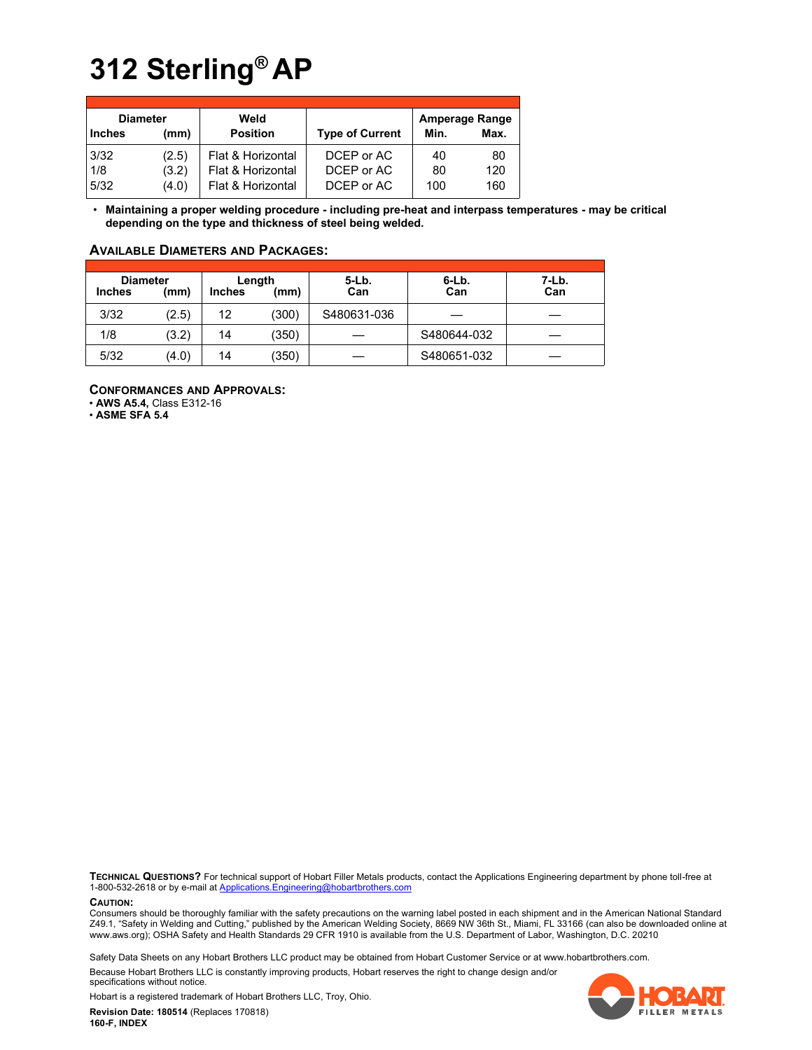# 312 Sterling® AP

| Diameter Inches | (mm) | Weld Position | Type of Current | Amperage Range Min. | Max. |
|---|---|---|---|---|---|
| 3/32 | (2.5) | Flat & Horizontal | DCEP or AC | 40 | 80 |
| 1/8 | (3.2) | Flat & Horizontal | DCEP or AC | 80 | 120 |
| 5/32 | (4.0) | Flat & Horizontal | DCEP or AC | 100 | 160 |

- **Maintaining a proper welding procedure - including pre-heat and interpass temperatures - may be critical depending on the type and thickness of steel being welded.**

### Available Diameters and Packages:

| Diameter Inches | (mm) | Length Inches | (mm) | 5-Lb. Can | 6-Lb. Can | 7-Lb. Can |
|---|---|---|---|---|---|---|
| 3/32 | (2.5) | 12 | (300) | S480631-036 | — | — |
| 1/8 | (3.2) | 14 | (350) | — | S480644-032 | — |
| 5/32 | (4.0) | 14 | (350) | — | S480651-032 | — |

### Conformances and Approvals:

- **AWS A5.4,** Class E312-16
- **ASME SFA 5.4**

**Technical Questions?** For technical support of Hobart Filler Metals products, contact the Applications Engineering department by phone toll-free at 1-800-532-2618 or by e-mail at Applications.Engineering@hobartbrothers.com

**Caution:**
Consumers should be thoroughly familiar with the safety precautions on the warning label posted in each shipment and in the American National Standard Z49.1, "Safety in Welding and Cutting," published by the American Welding Society, 8669 NW 36th St., Miami, FL 33166 (can also be downloaded online at www.aws.org); OSHA Safety and Health Standards 29 CFR 1910 is available from the U.S. Department of Labor, Washington, D.C. 20210

Safety Data Sheets on any Hobart Brothers LLC product may be obtained from Hobart Customer Service or at www.hobartbrothers.com.

Because Hobart Brothers LLC is constantly improving products, Hobart reserves the right to change design and/or specifications without notice.

Hobart is a registered trademark of Hobart Brothers LLC, Troy, Ohio.

**Revision Date: 180514** (Replaces 170818)
**160-F, INDEX**

HOBART FILLER METALS